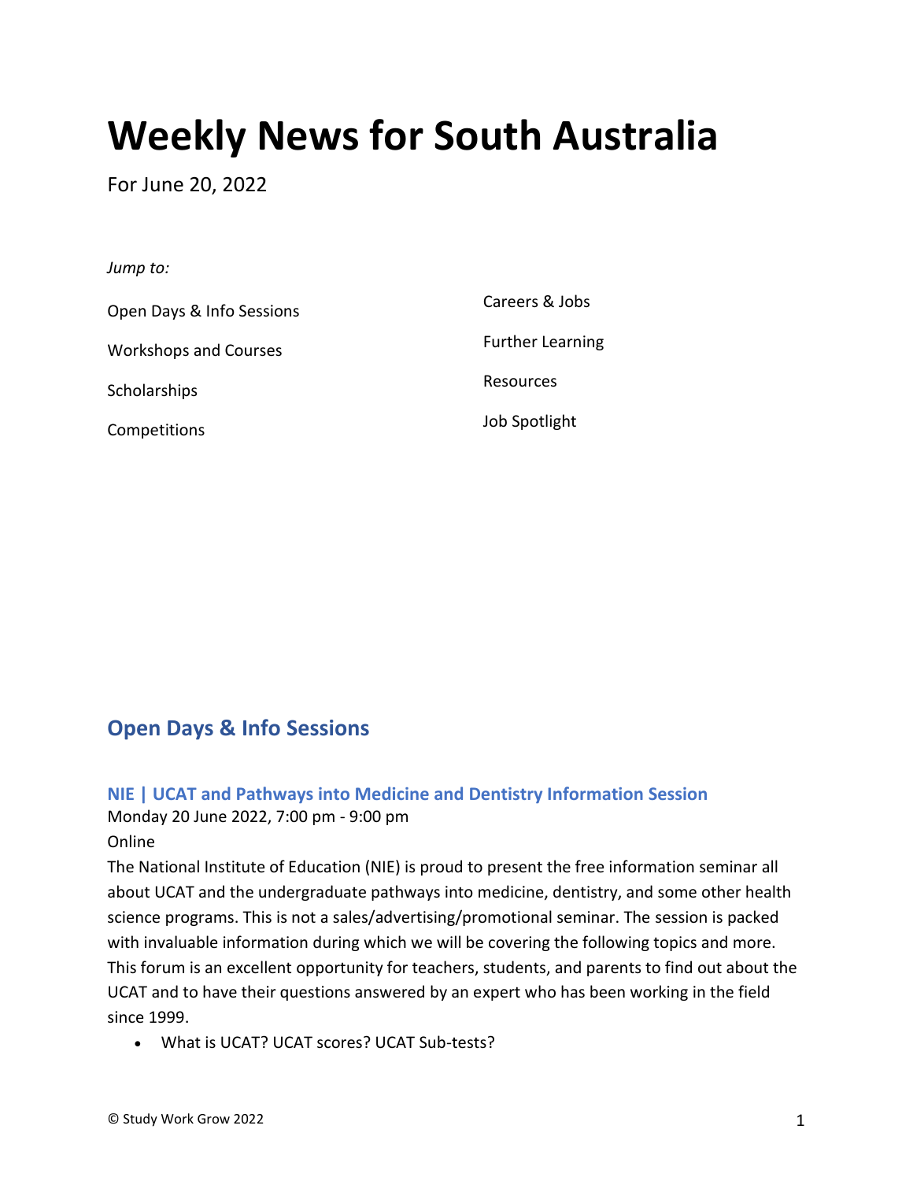# Weekly News for South Australia

For June 20, 2022

*Jump to:*

Open Days & Info Sessions

Workshops and Courses

Scholarships

Competitions

Careers & Jobs

Further Learning

Resources

Job Spotlight

## Open Days & Info Sessions

### NIE | UCAT and Pathways into Medicine and Dentistry Information Session

Monday 20 June 2022, 7:00 pm - 9:00 pm

Online

The National Institute of Education (NIE) is proud to present the free information seminar all about UCAT and the undergraduate pathways into medicine, dentistry, and some other health science programs. This is not a sales/advertising/promotional seminar. The session is packed with invaluable information during which we will be covering the following topics and more. This forum is an excellent opportunity for teachers, students, and parents to find out about the UCAT and to have their questions answered by an expert who has been working in the field since 1999.

- What is UCAT? UCAT scores? UCAT Sub-tests?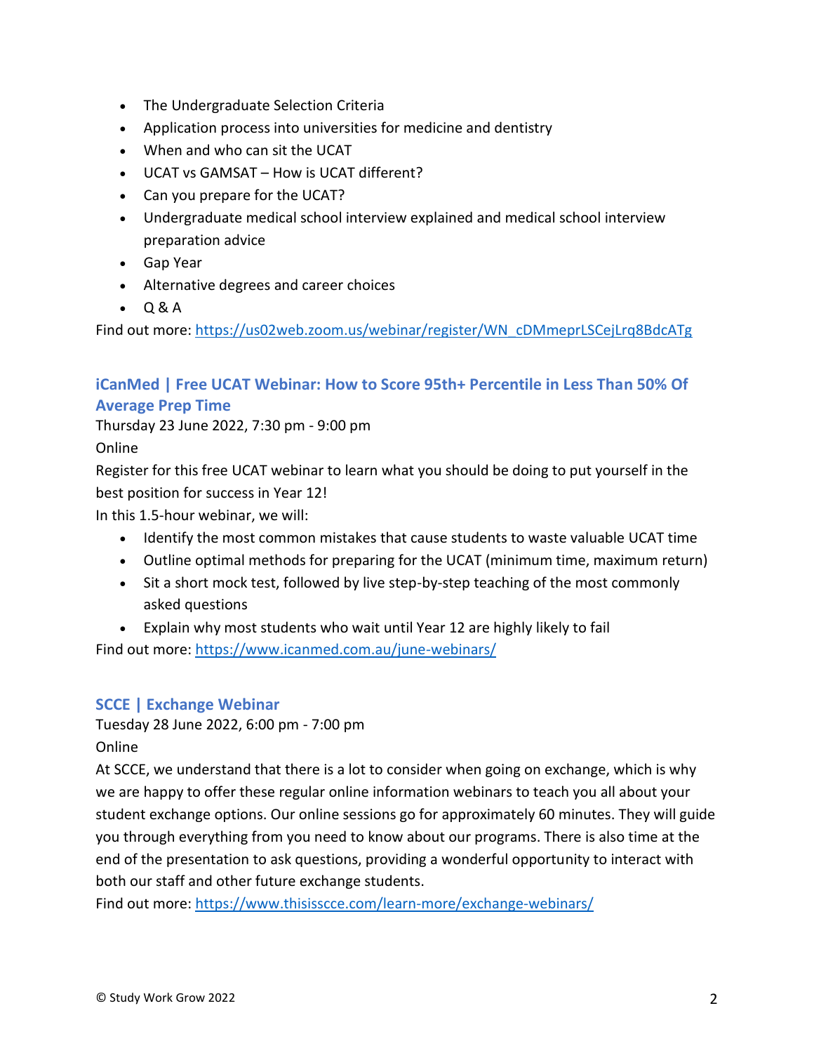- The Undergraduate Selection Criteria
- Application process into universities for medicine and dentistry
- When and who can sit the UCAT
- UCAT vs GAMSAT – How is UCAT different?
- Can you prepare for the UCAT?
- Undergraduate medical school interview explained and medical school interview preparation advice
- Gap Year
- Alternative degrees and career choices
- Q & A

Find out more: https://us02web.zoom.us/webinar/register/WN_cDMmeprLSCejLrq8BdcATg

### iCanMed | Free UCAT Webinar: How to Score 95th+ Percentile in Less Than 50% Of Average Prep Time

Thursday 23 June 2022, 7:30 pm - 9:00 pm

Online

Register for this free UCAT webinar to learn what you should be doing to put yourself in the best position for success in Year 12!

In this 1.5-hour webinar, we will:

- Identify the most common mistakes that cause students to waste valuable UCAT time
- Outline optimal methods for preparing for the UCAT (minimum time, maximum return)
- Sit a short mock test, followed by live step-by-step teaching of the most commonly asked questions
- Explain why most students who wait until Year 12 are highly likely to fail

Find out more: https://www.icanmed.com.au/june-webinars/

### SCCE | Exchange Webinar

Tuesday 28 June 2022, 6:00 pm - 7:00 pm

Online

At SCCE, we understand that there is a lot to consider when going on exchange, which is why we are happy to offer these regular online information webinars to teach you all about your student exchange options. Our online sessions go for approximately 60 minutes. They will guide you through everything from you need to know about our programs. There is also time at the end of the presentation to ask questions, providing a wonderful opportunity to interact with both our staff and other future exchange students.

Find out more: https://www.thisisscce.com/learn-more/exchange-webinars/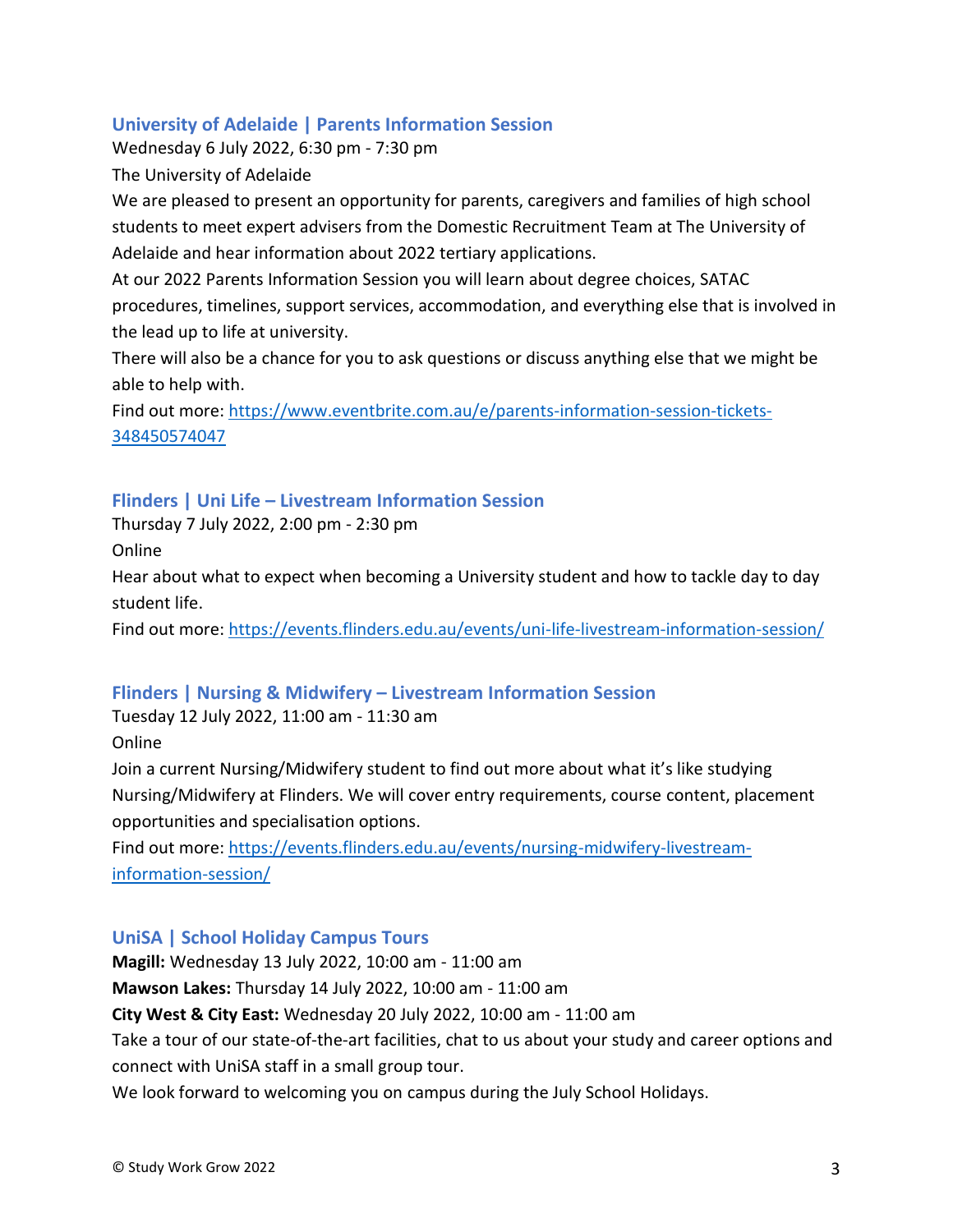### University of Adelaide | Parents Information Session

Wednesday 6 July 2022, 6:30 pm - 7:30 pm

The University of Adelaide

We are pleased to present an opportunity for parents, caregivers and families of high school students to meet expert advisers from the Domestic Recruitment Team at The University of Adelaide and hear information about 2022 tertiary applications.

At our 2022 Parents Information Session you will learn about degree choices, SATAC procedures, timelines, support services, accommodation, and everything else that is involved in the lead up to life at university.

There will also be a chance for you to ask questions or discuss anything else that we might be able to help with.

Find out more: https://www.eventbrite.com.au/e/parents-information-session-tickets-348450574047

### Flinders | Uni Life – Livestream Information Session

Thursday 7 July 2022, 2:00 pm - 2:30 pm

Online

Hear about what to expect when becoming a University student and how to tackle day to day student life.

Find out more: https://events.flinders.edu.au/events/uni-life-livestream-information-session/

### Flinders | Nursing & Midwifery – Livestream Information Session

Tuesday 12 July 2022, 11:00 am - 11:30 am

Online

Join a current Nursing/Midwifery student to find out more about what it's like studying Nursing/Midwifery at Flinders. We will cover entry requirements, course content, placement opportunities and specialisation options.

Find out more: https://events.flinders.edu.au/events/nursing-midwifery-livestream-information-session/

### UniSA | School Holiday Campus Tours

**Magill:** Wednesday 13 July 2022, 10:00 am - 11:00 am

**Mawson Lakes:** Thursday 14 July 2022, 10:00 am - 11:00 am

**City West & City East:** Wednesday 20 July 2022, 10:00 am - 11:00 am

Take a tour of our state-of-the-art facilities, chat to us about your study and career options and connect with UniSA staff in a small group tour.

We look forward to welcoming you on campus during the July School Holidays.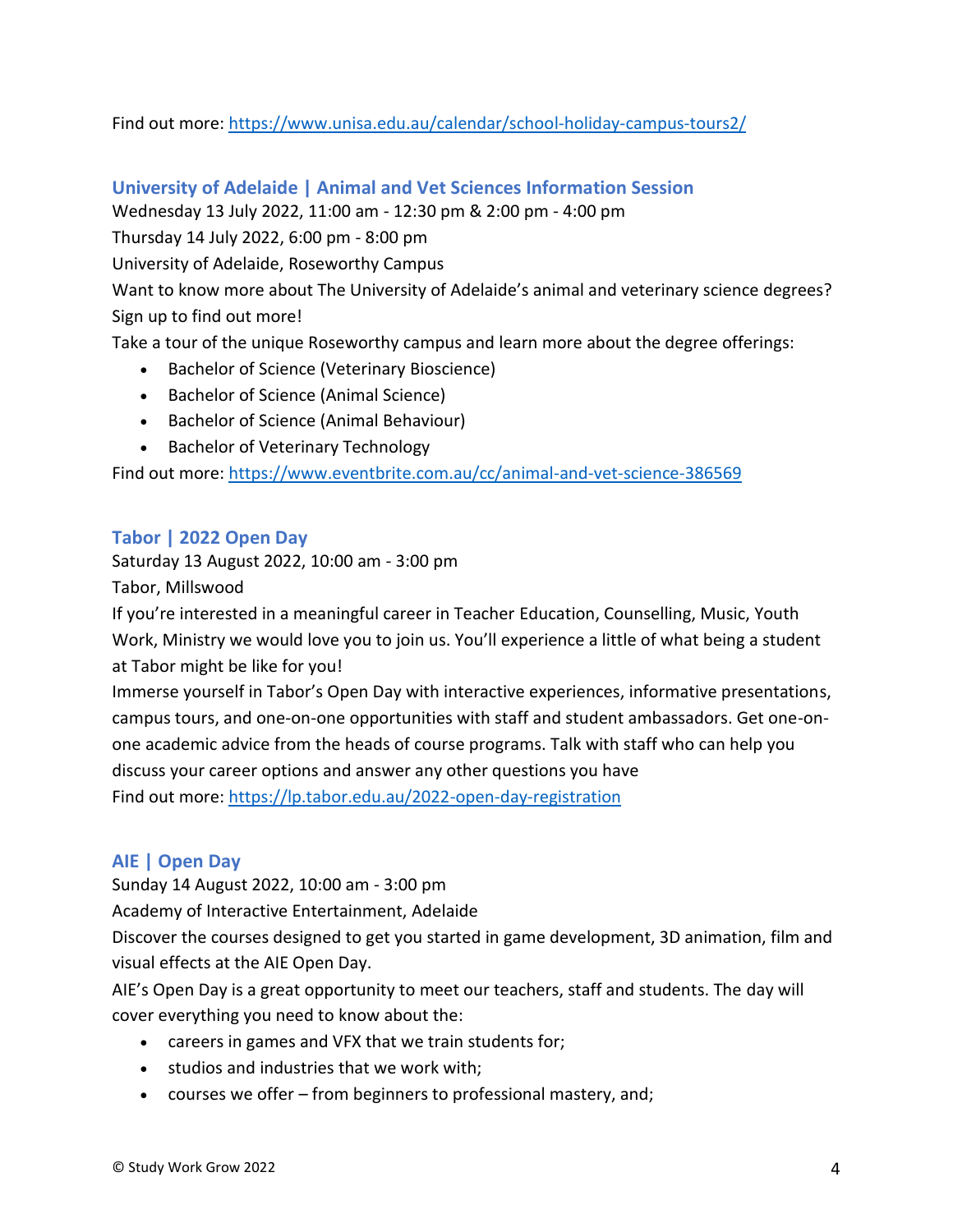Find out more: https://www.unisa.edu.au/calendar/school-holiday-campus-tours2/

### University of Adelaide | Animal and Vet Sciences Information Session

Wednesday 13 July 2022, 11:00 am - 12:30 pm & 2:00 pm - 4:00 pm

Thursday 14 July 2022, 6:00 pm - 8:00 pm

University of Adelaide, Roseworthy Campus

Want to know more about The University of Adelaide's animal and veterinary science degrees? Sign up to find out more!

Take a tour of the unique Roseworthy campus and learn more about the degree offerings:

- Bachelor of Science (Veterinary Bioscience)
- Bachelor of Science (Animal Science)
- Bachelor of Science (Animal Behaviour)
- Bachelor of Veterinary Technology

Find out more: https://www.eventbrite.com.au/cc/animal-and-vet-science-386569

### Tabor | 2022 Open Day

Saturday 13 August 2022, 10:00 am - 3:00 pm

Tabor, Millswood

If you're interested in a meaningful career in Teacher Education, Counselling, Music, Youth Work, Ministry we would love you to join us. You'll experience a little of what being a student at Tabor might be like for you!

Immerse yourself in Tabor's Open Day with interactive experiences, informative presentations, campus tours, and one-on-one opportunities with staff and student ambassadors. Get one-on-one academic advice from the heads of course programs. Talk with staff who can help you discuss your career options and answer any other questions you have

Find out more: https://lp.tabor.edu.au/2022-open-day-registration

### AIE | Open Day

Sunday 14 August 2022, 10:00 am - 3:00 pm

Academy of Interactive Entertainment, Adelaide

Discover the courses designed to get you started in game development, 3D animation, film and visual effects at the AIE Open Day.

AIE's Open Day is a great opportunity to meet our teachers, staff and students. The day will cover everything you need to know about the:

- careers in games and VFX that we train students for;
- studios and industries that we work with;
- courses we offer – from beginners to professional mastery, and;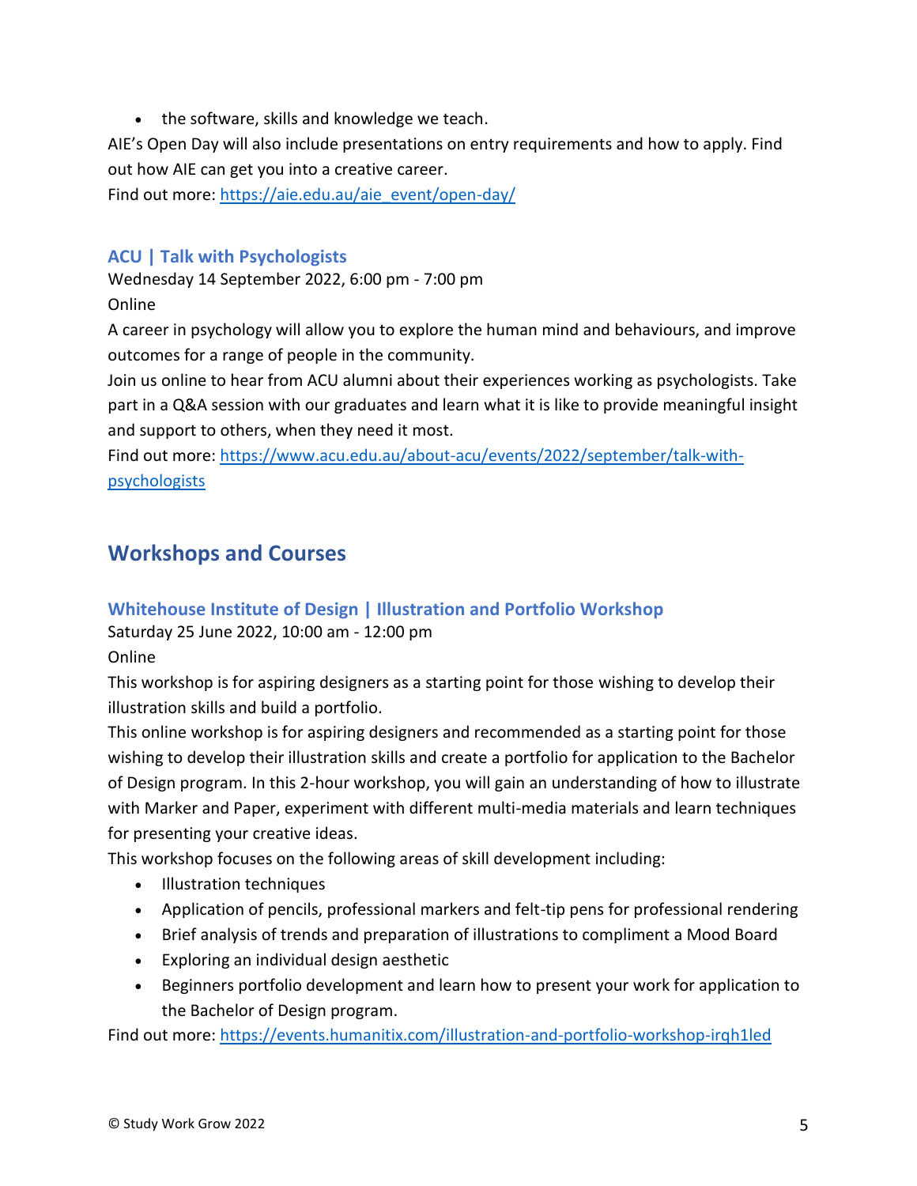- the software, skills and knowledge we teach.

AIE's Open Day will also include presentations on entry requirements and how to apply. Find out how AIE can get you into a creative career.

Find out more: https://aie.edu.au/aie_event/open-day/

### ACU | Talk with Psychologists

Wednesday 14 September 2022, 6:00 pm - 7:00 pm

Online

A career in psychology will allow you to explore the human mind and behaviours, and improve outcomes for a range of people in the community.

Join us online to hear from ACU alumni about their experiences working as psychologists. Take part in a Q&A session with our graduates and learn what it is like to provide meaningful insight and support to others, when they need it most.

Find out more: https://www.acu.edu.au/about-acu/events/2022/september/talk-with-psychologists

## Workshops and Courses

### Whitehouse Institute of Design | Illustration and Portfolio Workshop

Saturday 25 June 2022, 10:00 am - 12:00 pm

Online

This workshop is for aspiring designers as a starting point for those wishing to develop their illustration skills and build a portfolio.

This online workshop is for aspiring designers and recommended as a starting point for those wishing to develop their illustration skills and create a portfolio for application to the Bachelor of Design program. In this 2-hour workshop, you will gain an understanding of how to illustrate with Marker and Paper, experiment with different multi-media materials and learn techniques for presenting your creative ideas.

This workshop focuses on the following areas of skill development including:

- Illustration techniques
- Application of pencils, professional markers and felt-tip pens for professional rendering
- Brief analysis of trends and preparation of illustrations to compliment a Mood Board
- Exploring an individual design aesthetic
- Beginners portfolio development and learn how to present your work for application to the Bachelor of Design program.

Find out more: https://events.humanitix.com/illustration-and-portfolio-workshop-irqh1led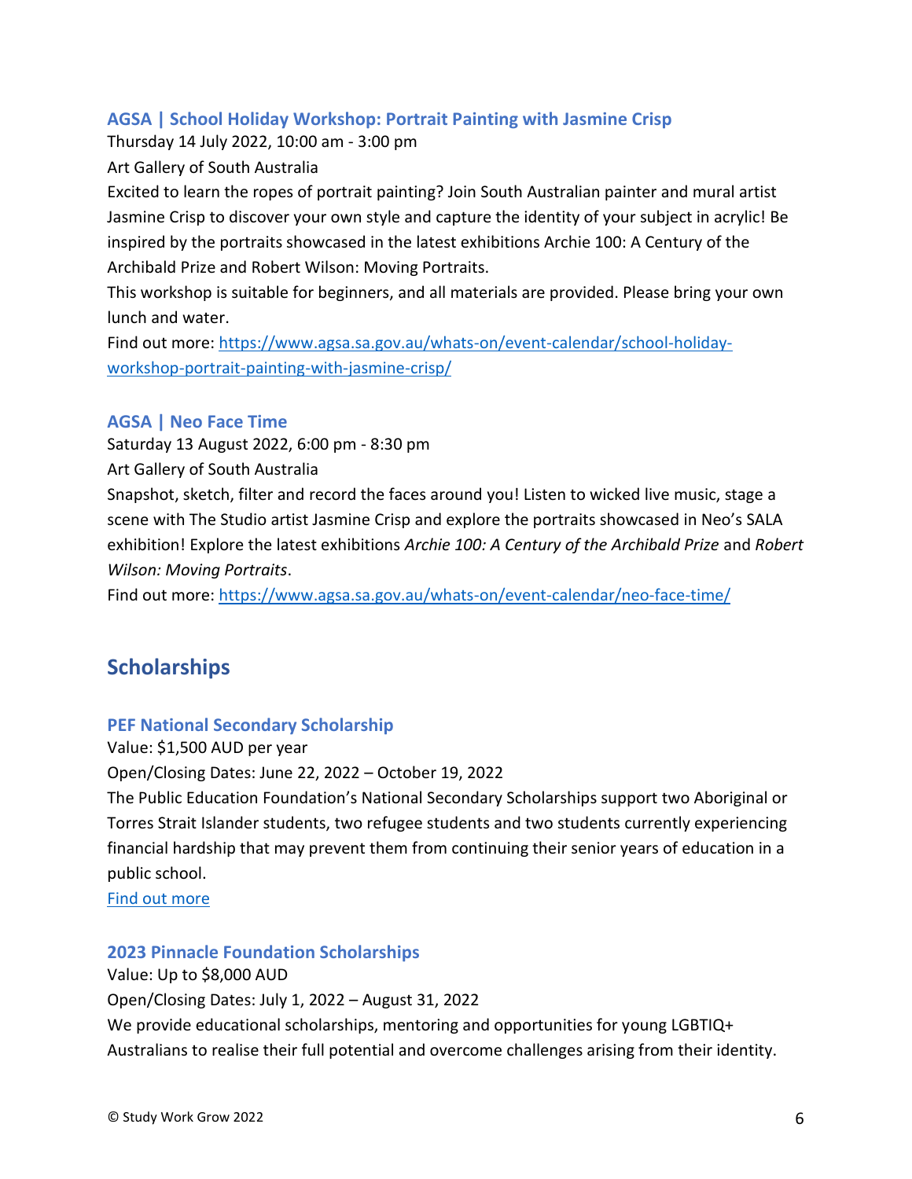### AGSA | School Holiday Workshop: Portrait Painting with Jasmine Crisp

Thursday 14 July 2022, 10:00 am - 3:00 pm

Art Gallery of South Australia

Excited to learn the ropes of portrait painting? Join South Australian painter and mural artist Jasmine Crisp to discover your own style and capture the identity of your subject in acrylic! Be inspired by the portraits showcased in the latest exhibitions Archie 100: A Century of the Archibald Prize and Robert Wilson: Moving Portraits.

This workshop is suitable for beginners, and all materials are provided. Please bring your own lunch and water.

Find out more: [https://www.agsa.sa.gov.au/whats-on/event-calendar/school-holiday-workshop-portrait-painting-with-jasmine-crisp/](https://www.agsa.sa.gov.au/whats-on/event-calendar/school-holiday-workshop-portrait-painting-with-jasmine-crisp/)

### AGSA | Neo Face Time

Saturday 13 August 2022, 6:00 pm - 8:30 pm

Art Gallery of South Australia

Snapshot, sketch, filter and record the faces around you! Listen to wicked live music, stage a scene with The Studio artist Jasmine Crisp and explore the portraits showcased in Neo's SALA exhibition! Explore the latest exhibitions *Archie 100: A Century of the Archibald Prize* and *Robert Wilson: Moving Portraits*.

Find out more: [https://www.agsa.sa.gov.au/whats-on/event-calendar/neo-face-time/](https://www.agsa.sa.gov.au/whats-on/event-calendar/neo-face-time/)

## Scholarships

### PEF National Secondary Scholarship

Value: $1,500 AUD per year

Open/Closing Dates: June 22, 2022 – October 19, 2022

The Public Education Foundation's National Secondary Scholarships support two Aboriginal or Torres Strait Islander students, two refugee students and two students currently experiencing financial hardship that may prevent them from continuing their senior years of education in a public school.

Find out more

### 2023 Pinnacle Foundation Scholarships

Value: Up to $8,000 AUD

Open/Closing Dates: July 1, 2022 – August 31, 2022

We provide educational scholarships, mentoring and opportunities for young LGBTIQ+ Australians to realise their full potential and overcome challenges arising from their identity.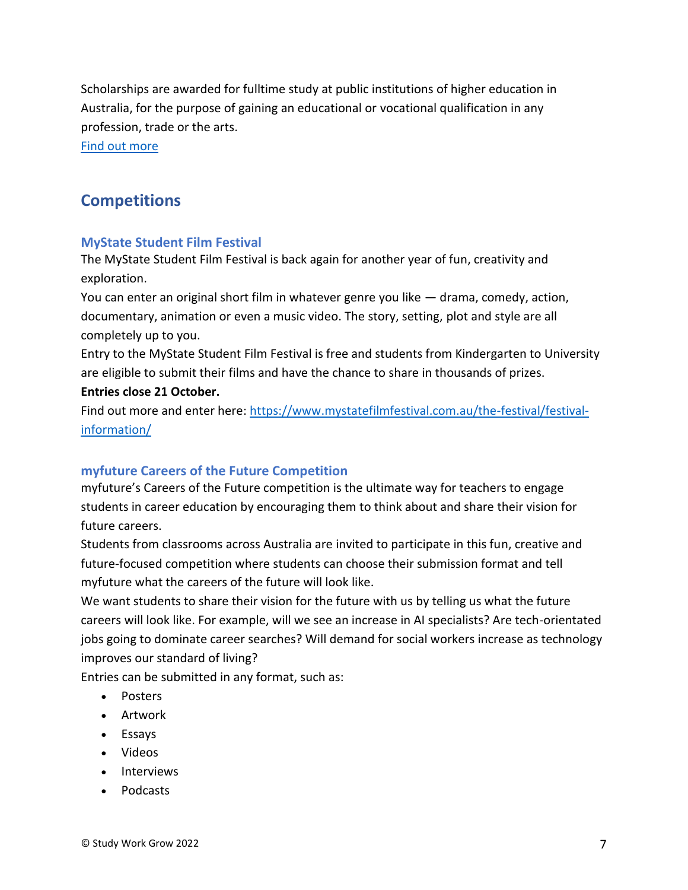Scholarships are awarded for fulltime study at public institutions of higher education in Australia, for the purpose of gaining an educational or vocational qualification in any profession, trade or the arts.
[Find out more]

## Competitions

### MyState Student Film Festival

The MyState Student Film Festival is back again for another year of fun, creativity and exploration.

You can enter an original short film in whatever genre you like — drama, comedy, action, documentary, animation or even a music video. The story, setting, plot and style are all completely up to you.

Entry to the MyState Student Film Festival is free and students from Kindergarten to University are eligible to submit their films and have the chance to share in thousands of prizes.

**Entries close 21 October.**

Find out more and enter here: https://www.mystatefilmfestival.com.au/the-festival/festival-information/

### myfuture Careers of the Future Competition

myfuture's Careers of the Future competition is the ultimate way for teachers to engage students in career education by encouraging them to think about and share their vision for future careers.

Students from classrooms across Australia are invited to participate in this fun, creative and future-focused competition where students can choose their submission format and tell myfuture what the careers of the future will look like.

We want students to share their vision for the future with us by telling us what the future careers will look like. For example, will we see an increase in AI specialists? Are tech-orientated jobs going to dominate career searches? Will demand for social workers increase as technology improves our standard of living?

Entries can be submitted in any format, such as:

- Posters
- Artwork
- Essays
- Videos
- Interviews
- Podcasts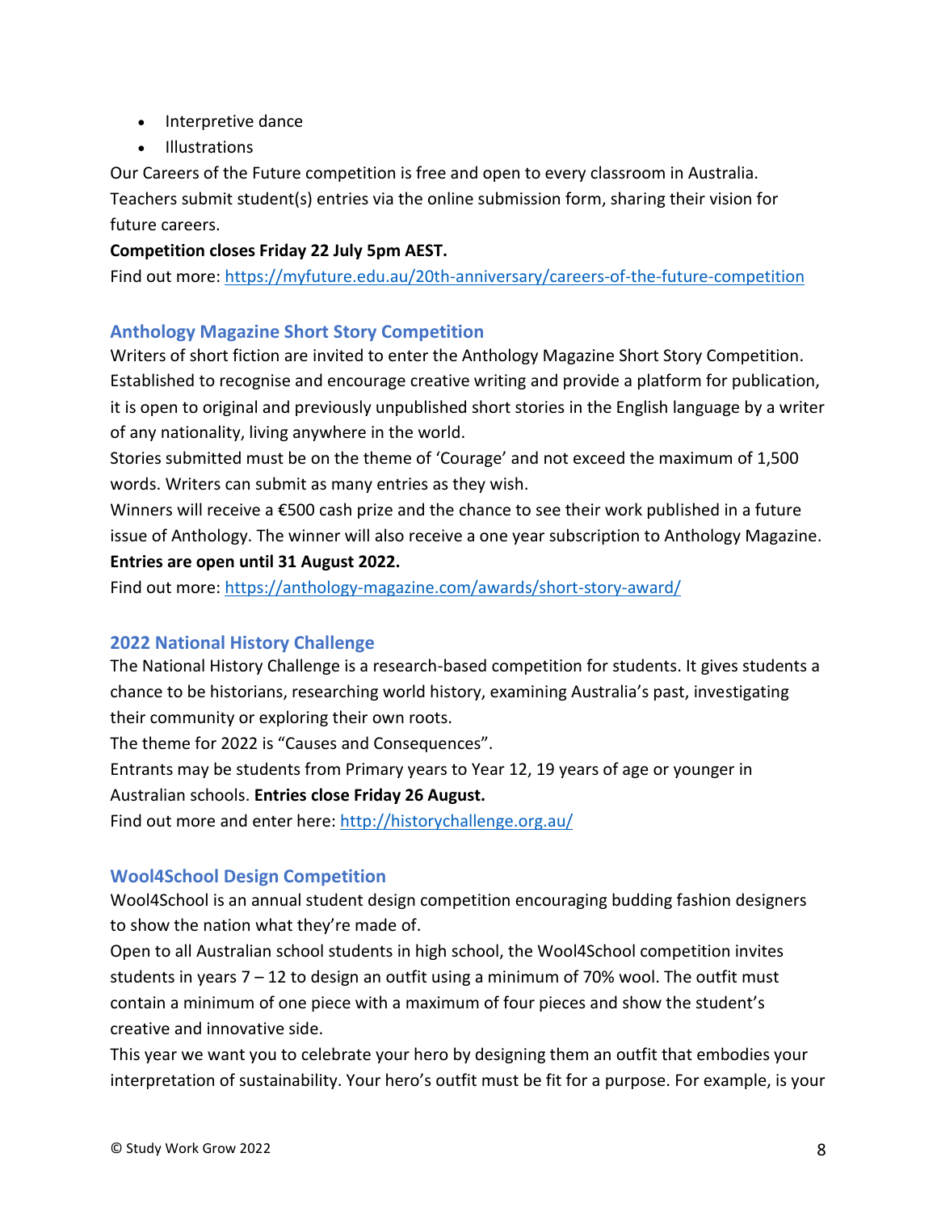- Interpretive dance
- Illustrations

Our Careers of the Future competition is free and open to every classroom in Australia. Teachers submit student(s) entries via the online submission form, sharing their vision for future careers.

**Competition closes Friday 22 July 5pm AEST.**

Find out more: https://myfuture.edu.au/20th-anniversary/careers-of-the-future-competition

### Anthology Magazine Short Story Competition

Writers of short fiction are invited to enter the Anthology Magazine Short Story Competition. Established to recognise and encourage creative writing and provide a platform for publication, it is open to original and previously unpublished short stories in the English language by a writer of any nationality, living anywhere in the world.

Stories submitted must be on the theme of 'Courage' and not exceed the maximum of 1,500 words. Writers can submit as many entries as they wish.

Winners will receive a €500 cash prize and the chance to see their work published in a future issue of Anthology. The winner will also receive a one year subscription to Anthology Magazine.

**Entries are open until 31 August 2022.**

Find out more: https://anthology-magazine.com/awards/short-story-award/

### 2022 National History Challenge

The National History Challenge is a research-based competition for students. It gives students a chance to be historians, researching world history, examining Australia's past, investigating their community or exploring their own roots.

The theme for 2022 is "Causes and Consequences".

Entrants may be students from Primary years to Year 12, 19 years of age or younger in Australian schools. **Entries close Friday 26 August.**

Find out more and enter here: http://historychallenge.org.au/

### Wool4School Design Competition

Wool4School is an annual student design competition encouraging budding fashion designers to show the nation what they're made of.

Open to all Australian school students in high school, the Wool4School competition invites students in years 7 – 12 to design an outfit using a minimum of 70% wool. The outfit must contain a minimum of one piece with a maximum of four pieces and show the student's creative and innovative side.

This year we want you to celebrate your hero by designing them an outfit that embodies your interpretation of sustainability. Your hero's outfit must be fit for a purpose. For example, is your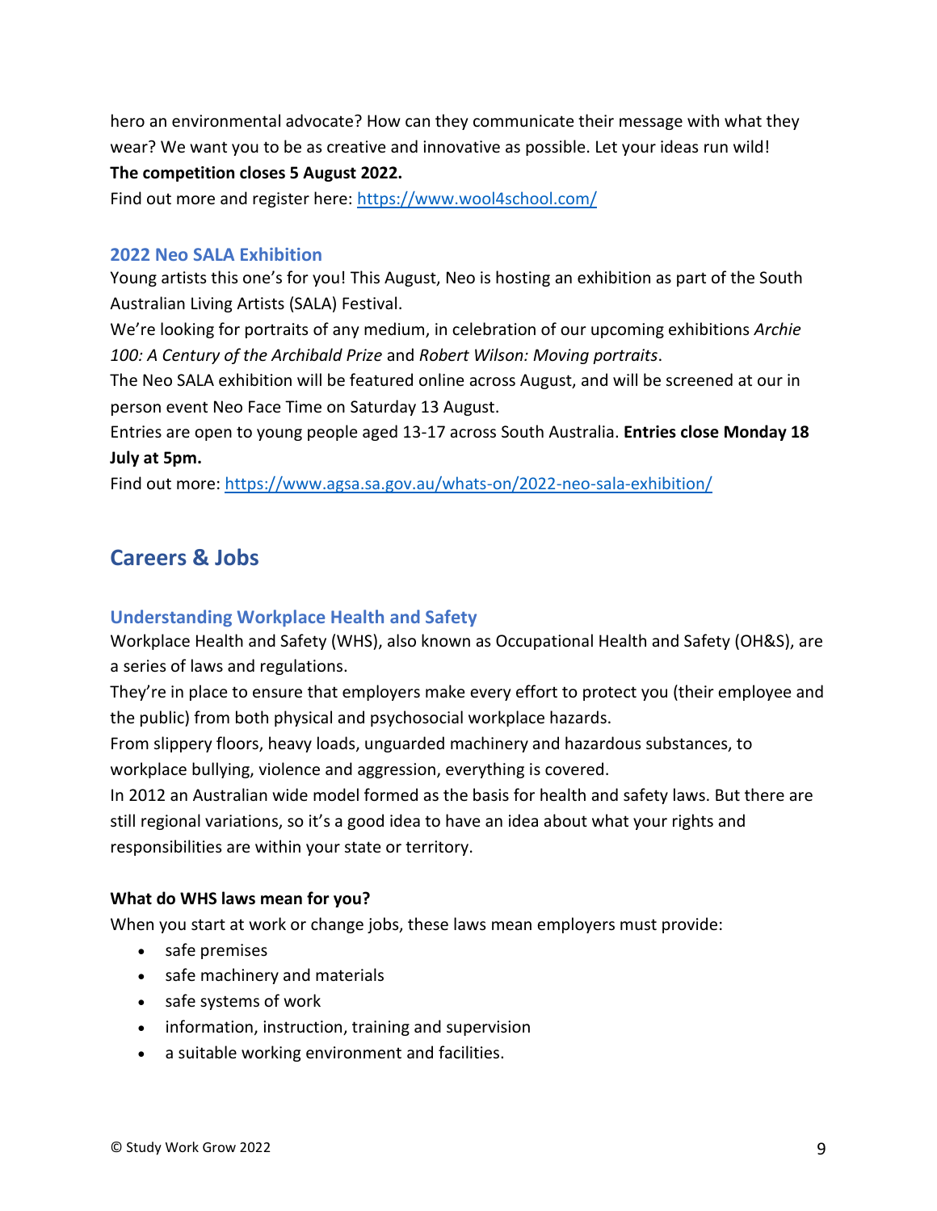hero an environmental advocate? How can they communicate their message with what they wear? We want you to be as creative and innovative as possible. Let your ideas run wild!

**The competition closes 5 August 2022.**

Find out more and register here: https://www.wool4school.com/

### 2022 Neo SALA Exhibition

Young artists this one's for you! This August, Neo is hosting an exhibition as part of the South Australian Living Artists (SALA) Festival.

We're looking for portraits of any medium, in celebration of our upcoming exhibitions *Archie 100: A Century of the Archibald Prize* and *Robert Wilson: Moving portraits*.

The Neo SALA exhibition will be featured online across August, and will be screened at our in person event Neo Face Time on Saturday 13 August.

Entries are open to young people aged 13-17 across South Australia. **Entries close Monday 18 July at 5pm.**

Find out more: https://www.agsa.sa.gov.au/whats-on/2022-neo-sala-exhibition/

## Careers & Jobs

### Understanding Workplace Health and Safety

Workplace Health and Safety (WHS), also known as Occupational Health and Safety (OH&S), are a series of laws and regulations.

They're in place to ensure that employers make every effort to protect you (their employee and the public) from both physical and psychosocial workplace hazards.

From slippery floors, heavy loads, unguarded machinery and hazardous substances, to workplace bullying, violence and aggression, everything is covered.

In 2012 an Australian wide model formed as the basis for health and safety laws. But there are still regional variations, so it's a good idea to have an idea about what your rights and responsibilities are within your state or territory.

**What do WHS laws mean for you?**

When you start at work or change jobs, these laws mean employers must provide:

- safe premises
- safe machinery and materials
- safe systems of work
- information, instruction, training and supervision
- a suitable working environment and facilities.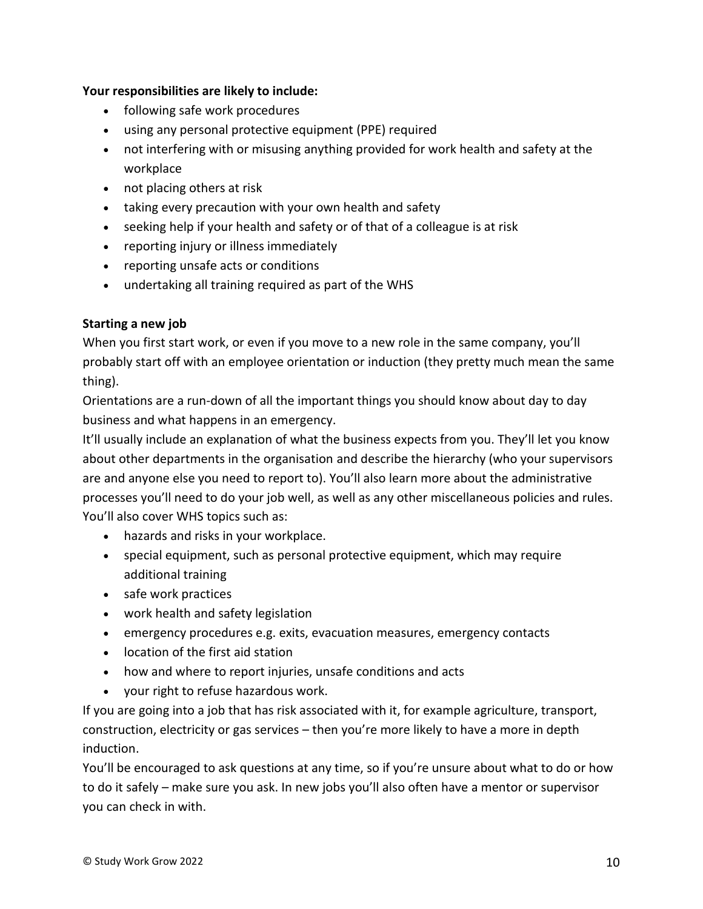**Your responsibilities are likely to include:**

- following safe work procedures
- using any personal protective equipment (PPE) required
- not interfering with or misusing anything provided for work health and safety at the workplace
- not placing others at risk
- taking every precaution with your own health and safety
- seeking help if your health and safety or of that of a colleague is at risk
- reporting injury or illness immediately
- reporting unsafe acts or conditions
- undertaking all training required as part of the WHS

**Starting a new job**

When you first start work, or even if you move to a new role in the same company, you'll probably start off with an employee orientation or induction (they pretty much mean the same thing).

Orientations are a run-down of all the important things you should know about day to day business and what happens in an emergency.

It'll usually include an explanation of what the business expects from you. They'll let you know about other departments in the organisation and describe the hierarchy (who your supervisors are and anyone else you need to report to). You'll also learn more about the administrative processes you'll need to do your job well, as well as any other miscellaneous policies and rules.

You'll also cover WHS topics such as:

- hazards and risks in your workplace.
- special equipment, such as personal protective equipment, which may require additional training
- safe work practices
- work health and safety legislation
- emergency procedures e.g. exits, evacuation measures, emergency contacts
- location of the first aid station
- how and where to report injuries, unsafe conditions and acts
- your right to refuse hazardous work.

If you are going into a job that has risk associated with it, for example agriculture, transport, construction, electricity or gas services – then you're more likely to have a more in depth induction.

You'll be encouraged to ask questions at any time, so if you're unsure about what to do or how to do it safely – make sure you ask. In new jobs you'll also often have a mentor or supervisor you can check in with.

© Study Work Grow 2022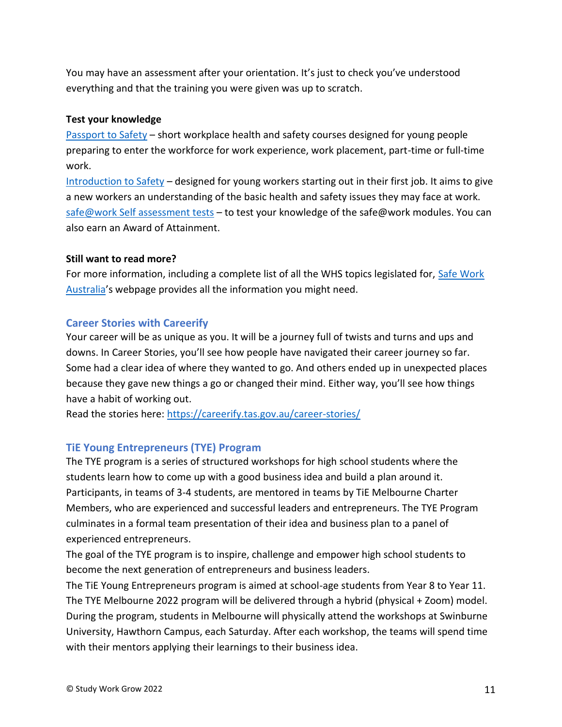You may have an assessment after your orientation. It's just to check you've understood everything and that the training you were given was up to scratch.

**Test your knowledge**

Passport to Safety – short workplace health and safety courses designed for young people preparing to enter the workforce for work experience, work placement, part-time or full-time work.

Introduction to Safety – designed for young workers starting out in their first job. It aims to give a new workers an understanding of the basic health and safety issues they may face at work.

safe@work Self assessment tests – to test your knowledge of the safe@work modules. You can also earn an Award of Attainment.

**Still want to read more?**

For more information, including a complete list of all the WHS topics legislated for, Safe Work Australia's webpage provides all the information you might need.

## Career Stories with Careerify

Your career will be as unique as you. It will be a journey full of twists and turns and ups and downs. In Career Stories, you'll see how people have navigated their career journey so far. Some had a clear idea of where they wanted to go. And others ended up in unexpected places because they gave new things a go or changed their mind. Either way, you'll see how things have a habit of working out.

Read the stories here: https://careerify.tas.gov.au/career-stories/

## TiE Young Entrepreneurs (TYE) Program

The TYE program is a series of structured workshops for high school students where the students learn how to come up with a good business idea and build a plan around it. Participants, in teams of 3-4 students, are mentored in teams by TiE Melbourne Charter Members, who are experienced and successful leaders and entrepreneurs. The TYE Program culminates in a formal team presentation of their idea and business plan to a panel of experienced entrepreneurs.

The goal of the TYE program is to inspire, challenge and empower high school students to become the next generation of entrepreneurs and business leaders.

The TiE Young Entrepreneurs program is aimed at school-age students from Year 8 to Year 11. The TYE Melbourne 2022 program will be delivered through a hybrid (physical + Zoom) model. During the program, students in Melbourne will physically attend the workshops at Swinburne University, Hawthorn Campus, each Saturday. After each workshop, the teams will spend time with their mentors applying their learnings to their business idea.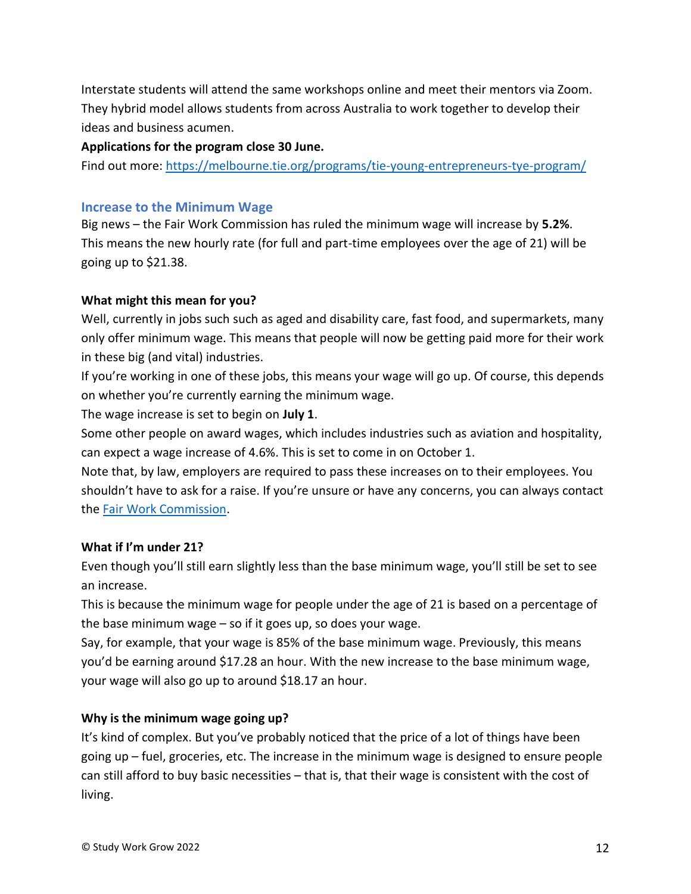Interstate students will attend the same workshops online and meet their mentors via Zoom. They hybrid model allows students from across Australia to work together to develop their ideas and business acumen.

**Applications for the program close 30 June.**

Find out more: [https://melbourne.tie.org/programs/tie-young-entrepreneurs-tye-program/](https://melbourne.tie.org/programs/tie-young-entrepreneurs-tye-program/)

## Increase to the Minimum Wage

Big news – the Fair Work Commission has ruled the minimum wage will increase by **5.2%**. This means the new hourly rate (for full and part-time employees over the age of 21) will be going up to $21.38.

**What might this mean for you?**

Well, currently in jobs such such as aged and disability care, fast food, and supermarkets, many only offer minimum wage. This means that people will now be getting paid more for their work in these big (and vital) industries.

If you're working in one of these jobs, this means your wage will go up. Of course, this depends on whether you're currently earning the minimum wage.

The wage increase is set to begin on **July 1**.

Some other people on award wages, which includes industries such as aviation and hospitality, can expect a wage increase of 4.6%. This is set to come in on October 1.

Note that, by law, employers are required to pass these increases on to their employees. You shouldn't have to ask for a raise. If you're unsure or have any concerns, you can always contact the Fair Work Commission.

**What if I'm under 21?**

Even though you'll still earn slightly less than the base minimum wage, you'll still be set to see an increase.

This is because the minimum wage for people under the age of 21 is based on a percentage of the base minimum wage – so if it goes up, so does your wage.

Say, for example, that your wage is 85% of the base minimum wage. Previously, this means you'd be earning around $17.28 an hour. With the new increase to the base minimum wage, your wage will also go up to around $18.17 an hour.

**Why is the minimum wage going up?**

It's kind of complex. But you've probably noticed that the price of a lot of things have been going up – fuel, groceries, etc. The increase in the minimum wage is designed to ensure people can still afford to buy basic necessities – that is, that their wage is consistent with the cost of living.

© Study Work Grow 2022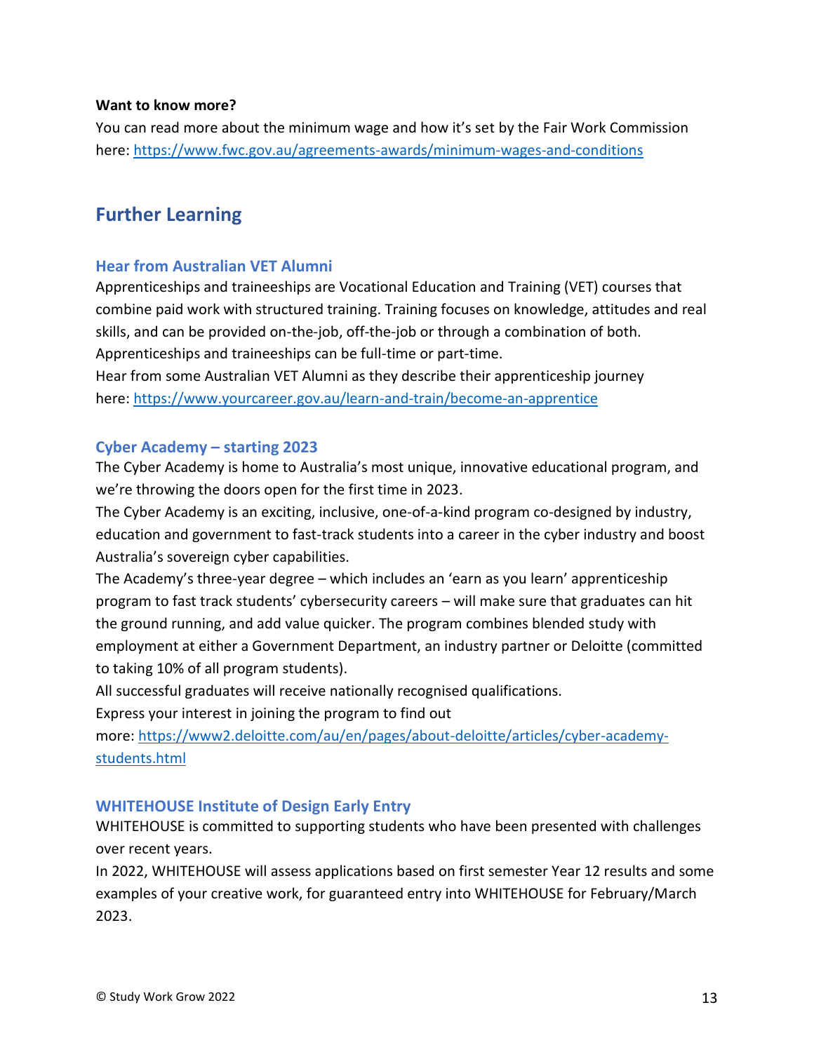**Want to know more?**

You can read more about the minimum wage and how it's set by the Fair Work Commission here: https://www.fwc.gov.au/agreements-awards/minimum-wages-and-conditions

## Further Learning

### Hear from Australian VET Alumni

Apprenticeships and traineeships are Vocational Education and Training (VET) courses that combine paid work with structured training. Training focuses on knowledge, attitudes and real skills, and can be provided on-the-job, off-the-job or through a combination of both. Apprenticeships and traineeships can be full-time or part-time.

Hear from some Australian VET Alumni as they describe their apprenticeship journey here: https://www.yourcareer.gov.au/learn-and-train/become-an-apprentice

### Cyber Academy – starting 2023

The Cyber Academy is home to Australia's most unique, innovative educational program, and we're throwing the doors open for the first time in 2023.

The Cyber Academy is an exciting, inclusive, one-of-a-kind program co-designed by industry, education and government to fast-track students into a career in the cyber industry and boost Australia's sovereign cyber capabilities.

The Academy's three-year degree – which includes an 'earn as you learn' apprenticeship program to fast track students' cybersecurity careers – will make sure that graduates can hit the ground running, and add value quicker. The program combines blended study with employment at either a Government Department, an industry partner or Deloitte (committed to taking 10% of all program students).

All successful graduates will receive nationally recognised qualifications.

Express your interest in joining the program to find out more: https://www2.deloitte.com/au/en/pages/about-deloitte/articles/cyber-academy-students.html

### WHITEHOUSE Institute of Design Early Entry

WHITEHOUSE is committed to supporting students who have been presented with challenges over recent years.

In 2022, WHITEHOUSE will assess applications based on first semester Year 12 results and some examples of your creative work, for guaranteed entry into WHITEHOUSE for February/March 2023.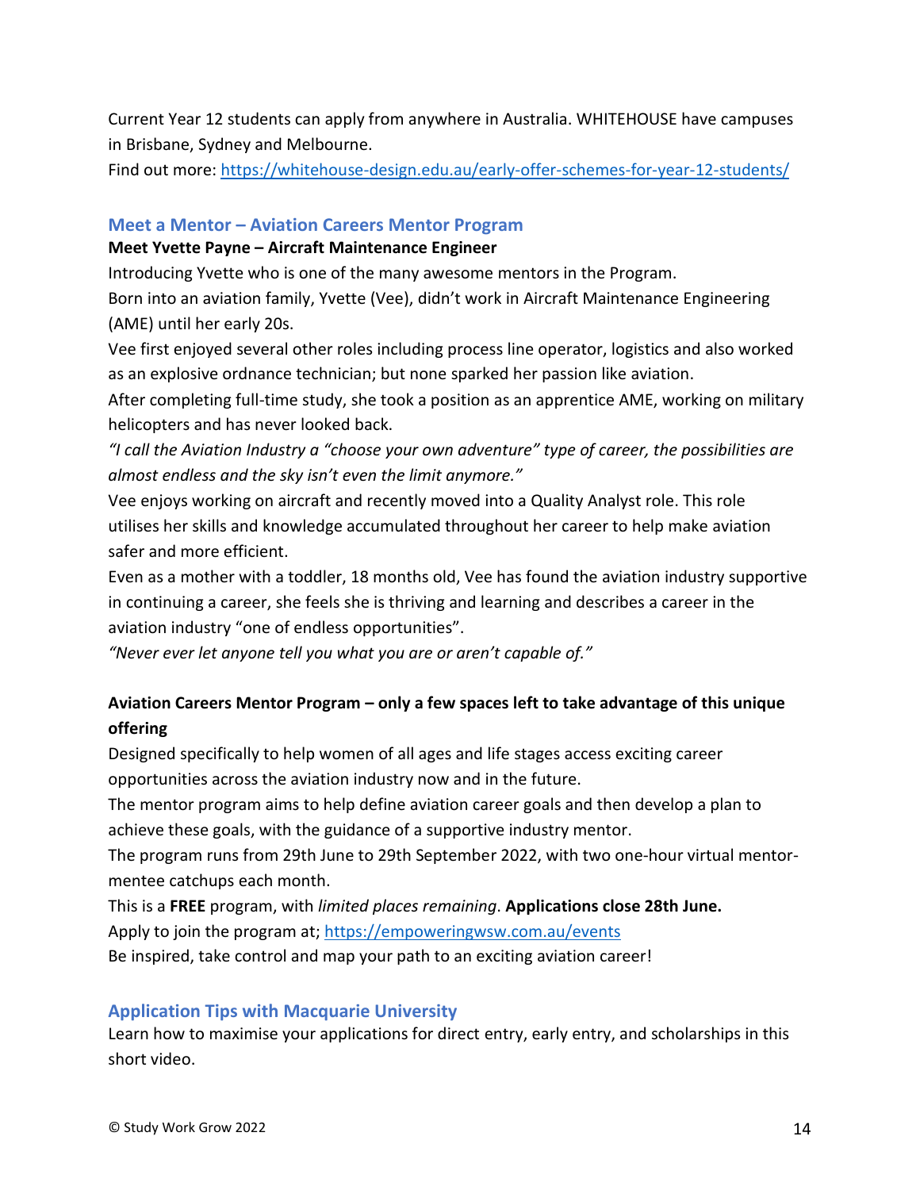Current Year 12 students can apply from anywhere in Australia. WHITEHOUSE have campuses in Brisbane, Sydney and Melbourne.
Find out more: [https://whitehouse-design.edu.au/early-offer-schemes-for-year-12-students/](https://whitehouse-design.edu.au/early-offer-schemes-for-year-12-students/)

## Meet a Mentor – Aviation Careers Mentor Program

**Meet Yvette Payne – Aircraft Maintenance Engineer**

Introducing Yvette who is one of the many awesome mentors in the Program.
Born into an aviation family, Yvette (Vee), didn't work in Aircraft Maintenance Engineering (AME) until her early 20s.
Vee first enjoyed several other roles including process line operator, logistics and also worked as an explosive ordnance technician; but none sparked her passion like aviation.
After completing full-time study, she took a position as an apprentice AME, working on military helicopters and has never looked back.
*"I call the Aviation Industry a "choose your own adventure" type of career, the possibilities are almost endless and the sky isn't even the limit anymore."*
Vee enjoys working on aircraft and recently moved into a Quality Analyst role. This role utilises her skills and knowledge accumulated throughout her career to help make aviation safer and more efficient.
Even as a mother with a toddler, 18 months old, Vee has found the aviation industry supportive in continuing a career, she feels she is thriving and learning and describes a career in the aviation industry "one of endless opportunities".
*"Never ever let anyone tell you what you are or aren't capable of."*

**Aviation Careers Mentor Program – only a few spaces left to take advantage of this unique offering**

Designed specifically to help women of all ages and life stages access exciting career opportunities across the aviation industry now and in the future.
The mentor program aims to help define aviation career goals and then develop a plan to achieve these goals, with the guidance of a supportive industry mentor.
The program runs from 29th June to 29th September 2022, with two one-hour virtual mentor-mentee catchups each month.
This is a **FREE** program, with *limited places remaining*. **Applications close 28th June.**
Apply to join the program at; [https://empoweringwsw.com.au/events](https://empoweringwsw.com.au/events)
Be inspired, take control and map your path to an exciting aviation career!

## Application Tips with Macquarie University

Learn how to maximise your applications for direct entry, early entry, and scholarships in this short video.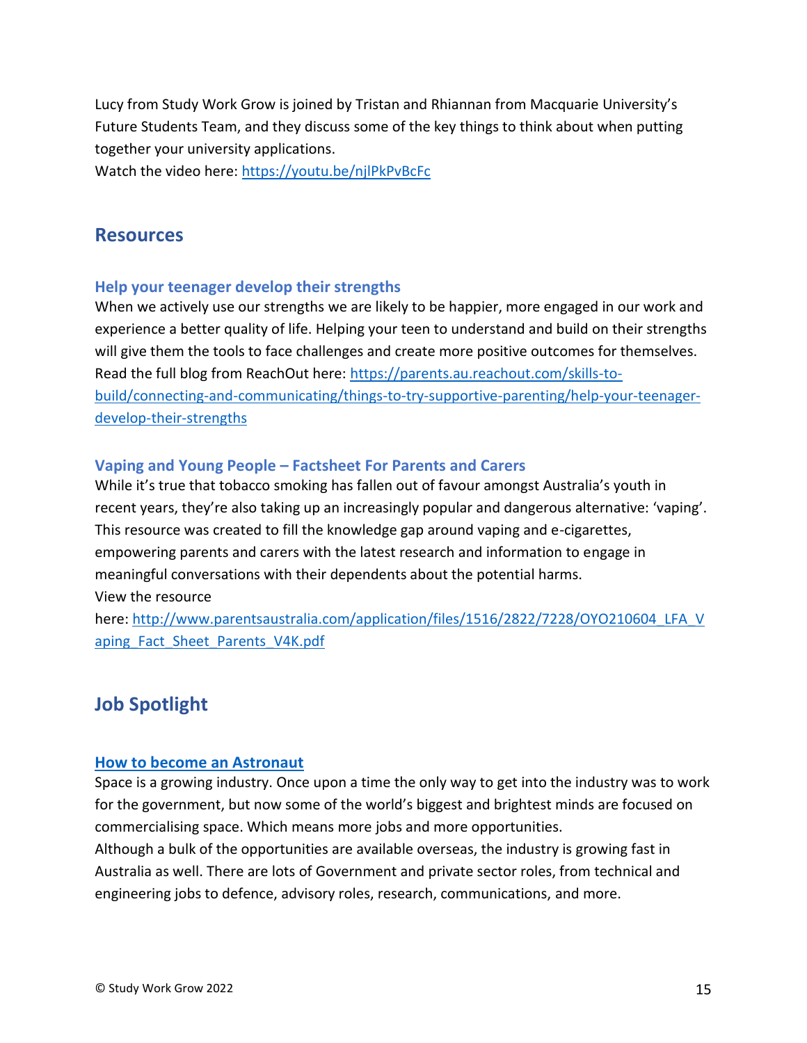Lucy from Study Work Grow is joined by Tristan and Rhiannan from Macquarie University's Future Students Team, and they discuss some of the key things to think about when putting together your university applications.
Watch the video here: https://youtu.be/njlPkPvBcFc

## Resources

### Help your teenager develop their strengths

When we actively use our strengths we are likely to be happier, more engaged in our work and experience a better quality of life. Helping your teen to understand and build on their strengths will give them the tools to face challenges and create more positive outcomes for themselves.
Read the full blog from ReachOut here: https://parents.au.reachout.com/skills-to-build/connecting-and-communicating/things-to-try-supportive-parenting/help-your-teenager-develop-their-strengths

### Vaping and Young People – Factsheet For Parents and Carers

While it's true that tobacco smoking has fallen out of favour amongst Australia's youth in recent years, they're also taking up an increasingly popular and dangerous alternative: 'vaping'. This resource was created to fill the knowledge gap around vaping and e-cigarettes, empowering parents and carers with the latest research and information to engage in meaningful conversations with their dependents about the potential harms.
View the resource here: http://www.parentsaustralia.com/application/files/1516/2822/7228/OYO210604_LFA_Vaping_Fact_Sheet_Parents_V4K.pdf

## Job Spotlight

### How to become an Astronaut

Space is a growing industry. Once upon a time the only way to get into the industry was to work for the government, but now some of the world's biggest and brightest minds are focused on commercialising space. Which means more jobs and more opportunities.
Although a bulk of the opportunities are available overseas, the industry is growing fast in Australia as well. There are lots of Government and private sector roles, from technical and engineering jobs to defence, advisory roles, research, communications, and more.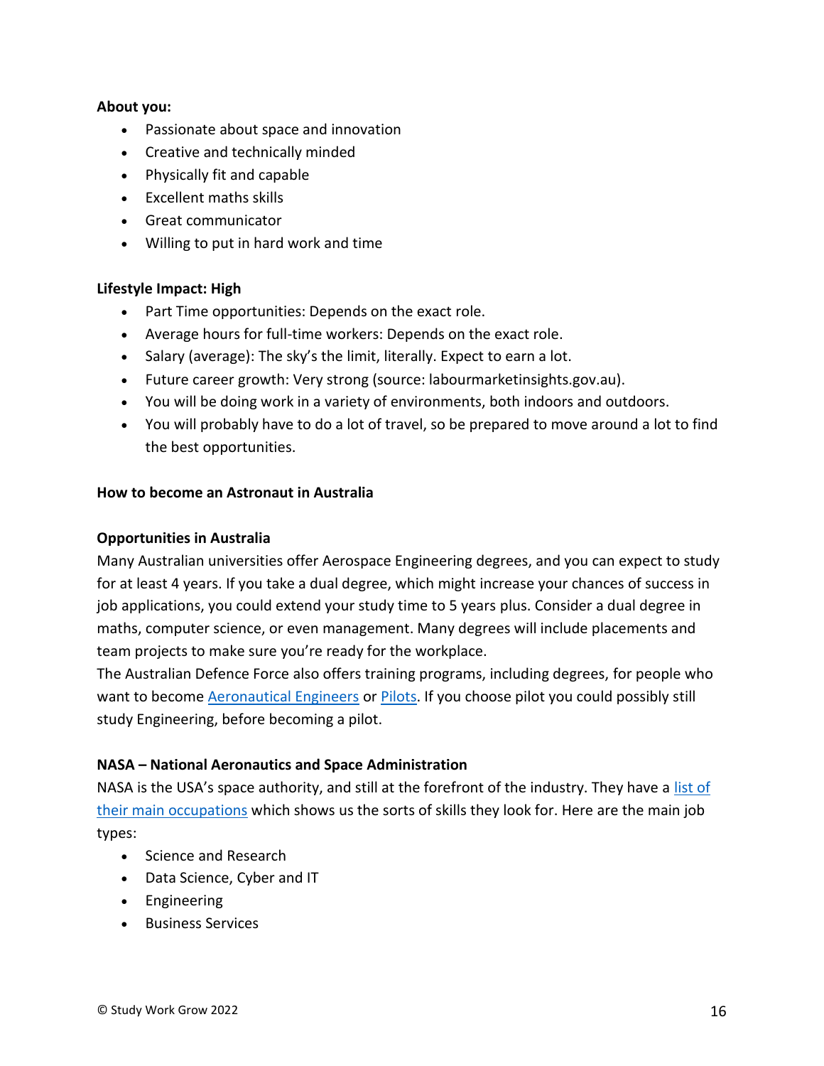**About you:**

- Passionate about space and innovation
- Creative and technically minded
- Physically fit and capable
- Excellent maths skills
- Great communicator
- Willing to put in hard work and time

**Lifestyle Impact: High**

- Part Time opportunities: Depends on the exact role.
- Average hours for full-time workers: Depends on the exact role.
- Salary (average): The sky's the limit, literally. Expect to earn a lot.
- Future career growth: Very strong (source: labourmarketinsights.gov.au).
- You will be doing work in a variety of environments, both indoors and outdoors.
- You will probably have to do a lot of travel, so be prepared to move around a lot to find the best opportunities.

**How to become an Astronaut in Australia**

**Opportunities in Australia**

Many Australian universities offer Aerospace Engineering degrees, and you can expect to study for at least 4 years. If you take a dual degree, which might increase your chances of success in job applications, you could extend your study time to 5 years plus. Consider a dual degree in maths, computer science, or even management. Many degrees will include placements and team projects to make sure you're ready for the workplace.

The Australian Defence Force also offers training programs, including degrees, for people who want to become Aeronautical Engineers or Pilots. If you choose pilot you could possibly still study Engineering, before becoming a pilot.

**NASA – National Aeronautics and Space Administration**

NASA is the USA's space authority, and still at the forefront of the industry. They have a list of their main occupations which shows us the sorts of skills they look for. Here are the main job types:

- Science and Research
- Data Science, Cyber and IT
- Engineering
- Business Services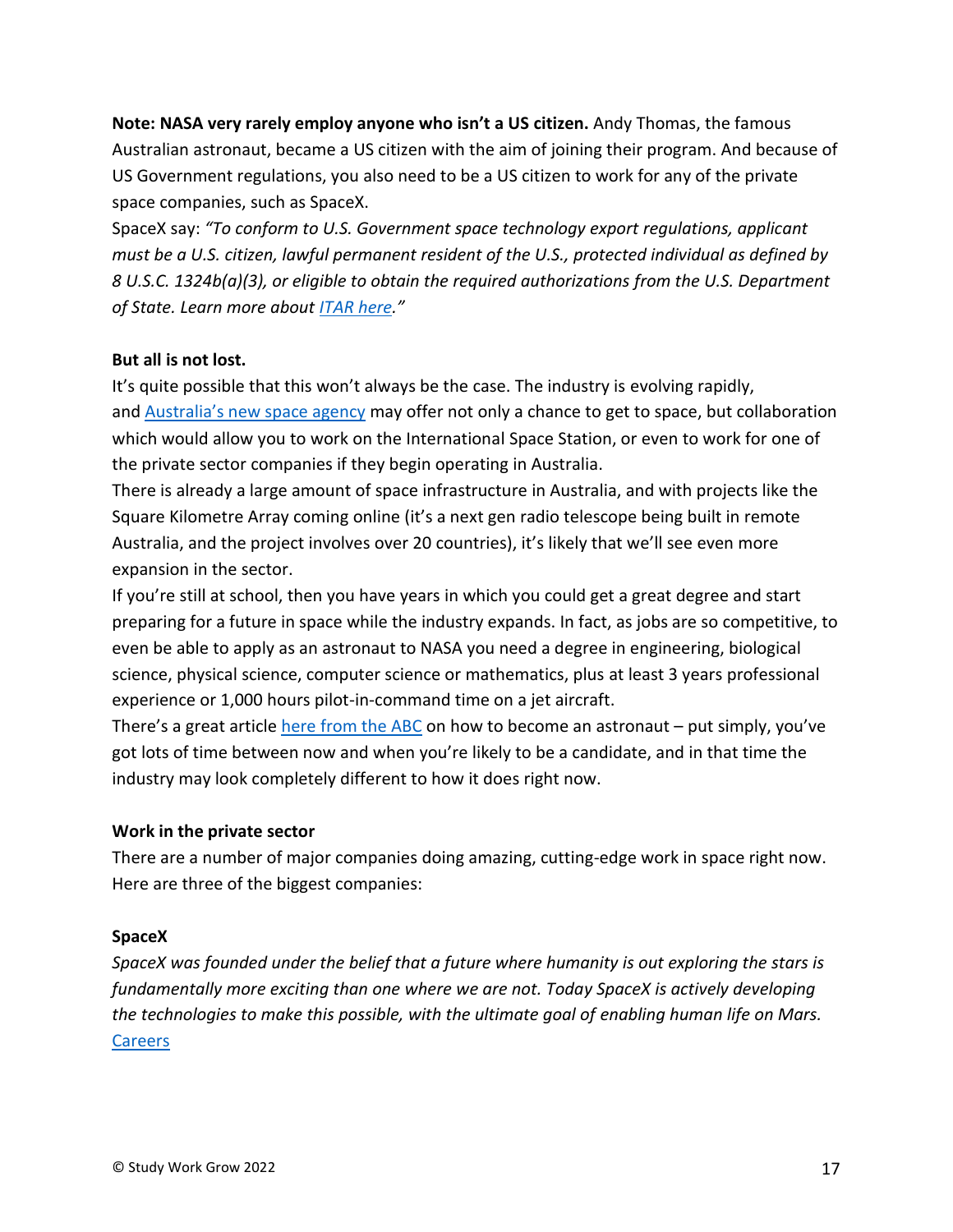**Note: NASA very rarely employ anyone who isn't a US citizen.** Andy Thomas, the famous Australian astronaut, became a US citizen with the aim of joining their program. And because of US Government regulations, you also need to be a US citizen to work for any of the private space companies, such as SpaceX.

SpaceX say: *"To conform to U.S. Government space technology export regulations, applicant must be a U.S. citizen, lawful permanent resident of the U.S., protected individual as defined by 8 U.S.C. 1324b(a)(3), or eligible to obtain the required authorizations from the U.S. Department of State. Learn more about [ITAR here](ITAR here)."*

**But all is not lost.**

It's quite possible that this won't always be the case. The industry is evolving rapidly, and [Australia's new space agency](Australia's new space agency) may offer not only a chance to get to space, but collaboration which would allow you to work on the International Space Station, or even to work for one of the private sector companies if they begin operating in Australia.

There is already a large amount of space infrastructure in Australia, and with projects like the Square Kilometre Array coming online (it's a next gen radio telescope being built in remote Australia, and the project involves over 20 countries), it's likely that we'll see even more expansion in the sector.

If you're still at school, then you have years in which you could get a great degree and start preparing for a future in space while the industry expands. In fact, as jobs are so competitive, to even be able to apply as an astronaut to NASA you need a degree in engineering, biological science, physical science, computer science or mathematics, plus at least 3 years professional experience or 1,000 hours pilot-in-command time on a jet aircraft.

There's a great article [here from the ABC](here from the ABC) on how to become an astronaut – put simply, you've got lots of time between now and when you're likely to be a candidate, and in that time the industry may look completely different to how it does right now.

**Work in the private sector**

There are a number of major companies doing amazing, cutting-edge work in space right now. Here are three of the biggest companies:

**SpaceX**

*SpaceX was founded under the belief that a future where humanity is out exploring the stars is fundamentally more exciting than one where we are not. Today SpaceX is actively developing the technologies to make this possible, with the ultimate goal of enabling human life on Mars.*

[Careers](Careers)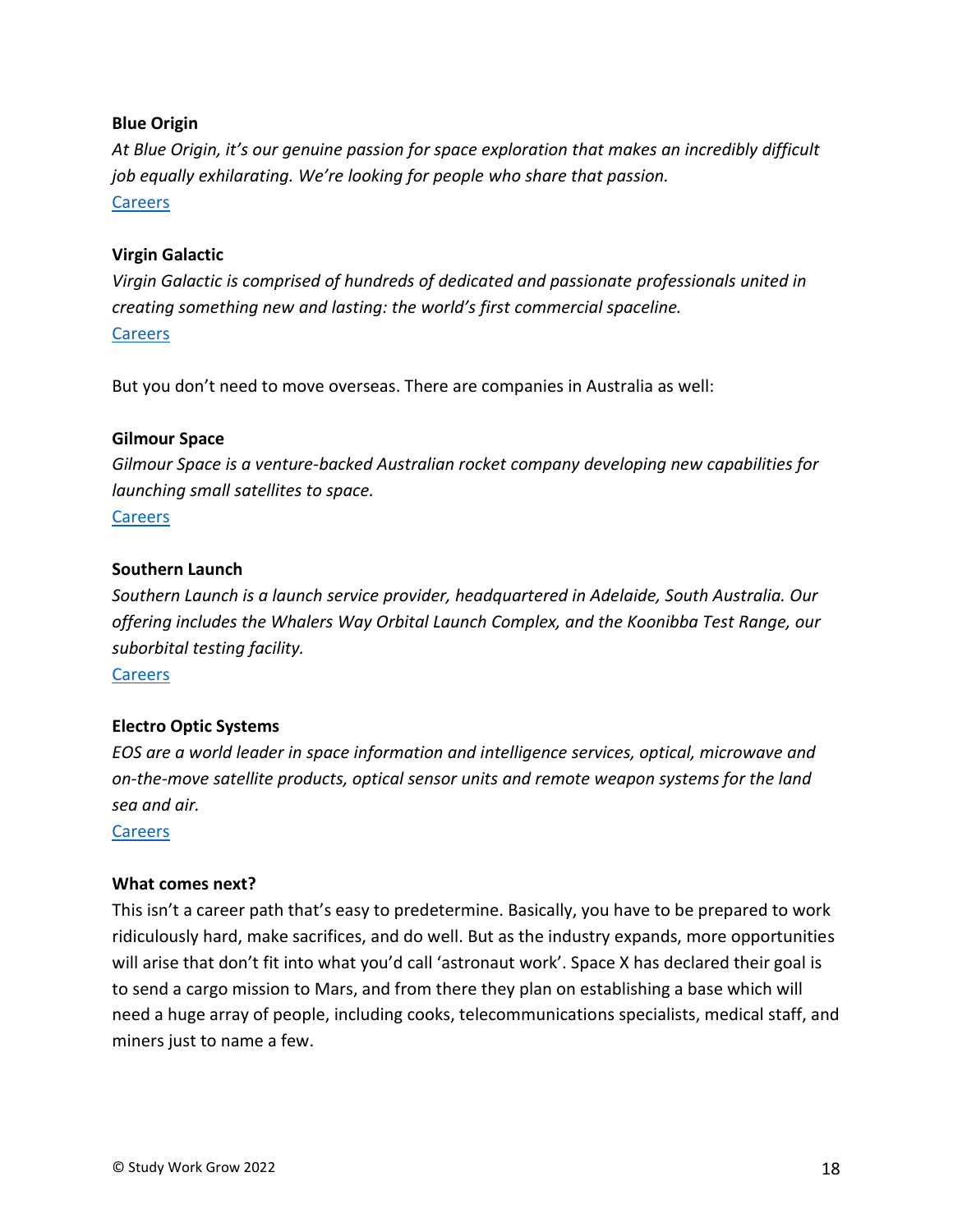**Blue Origin**

*At Blue Origin, it's our genuine passion for space exploration that makes an incredibly difficult job equally exhilarating. We're looking for people who share that passion.*

Careers

**Virgin Galactic**

*Virgin Galactic is comprised of hundreds of dedicated and passionate professionals united in creating something new and lasting: the world's first commercial spaceline.*

Careers

But you don't need to move overseas. There are companies in Australia as well:

**Gilmour Space**

*Gilmour Space is a venture-backed Australian rocket company developing new capabilities for launching small satellites to space.*

Careers

**Southern Launch**

*Southern Launch is a launch service provider, headquartered in Adelaide, South Australia. Our offering includes the Whalers Way Orbital Launch Complex, and the Koonibba Test Range, our suborbital testing facility.*

Careers

**Electro Optic Systems**

*EOS are a world leader in space information and intelligence services, optical, microwave and on-the-move satellite products, optical sensor units and remote weapon systems for the land sea and air.*

Careers

**What comes next?**

This isn't a career path that's easy to predetermine. Basically, you have to be prepared to work ridiculously hard, make sacrifices, and do well. But as the industry expands, more opportunities will arise that don't fit into what you'd call 'astronaut work'. Space X has declared their goal is to send a cargo mission to Mars, and from there they plan on establishing a base which will need a huge array of people, including cooks, telecommunications specialists, medical staff, and miners just to name a few.

© Study Work Grow 2022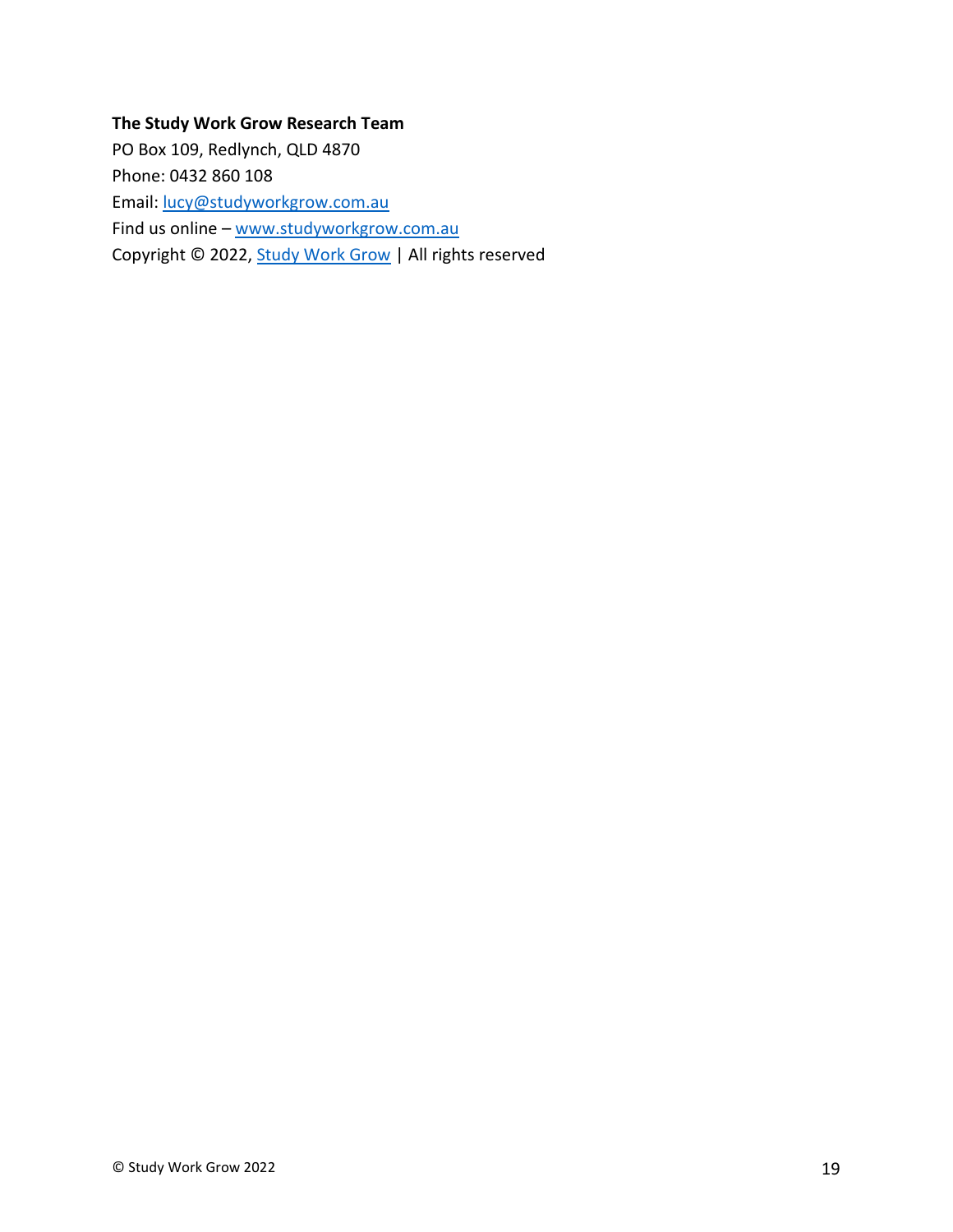**The Study Work Grow Research Team**
PO Box 109, Redlynch, QLD 4870
Phone: 0432 860 108
Email: lucy@studyworkgrow.com.au
Find us online – www.studyworkgrow.com.au
Copyright © 2022, Study Work Grow | All rights reserved